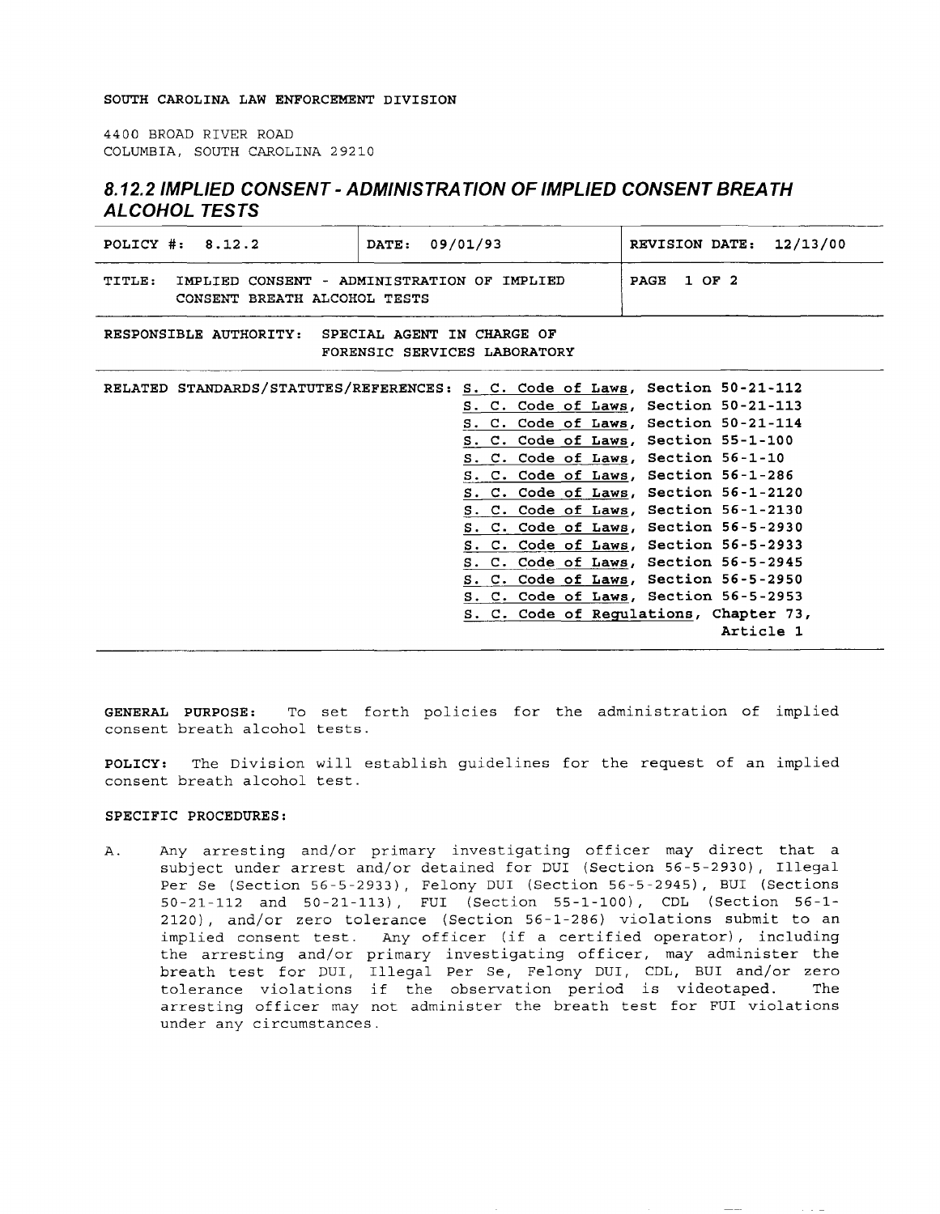SOUTH CAROLINA LAW ENFORCEMENT DIVISION

4400 BROAD RIVER ROAD
COLUMBIA, SOUTH CAROLINA 29210

# 8.12.2 IMPLIED CONSENT - ADMINISTRATION OF IMPLIED CONSENT BREATH ALCOHOL TESTS

| POLICY #: 8.12.2 | DATE: 09/01/93 | REVISION DATE: 12/13/00 |
|---|---|---|
| TITLE: IMPLIED CONSENT - ADMINISTRATION OF IMPLIED CONSENT BREATH ALCOHOL TESTS | | PAGE 1 OF 2 |

**RESPONSIBLE AUTHORITY:** SPECIAL AGENT IN CHARGE OF FORENSIC SERVICES LABORATORY

**RELATED STANDARDS/STATUTES/REFERENCES:**
- S. C. Code of Laws, Section 50-21-112
- S. C. Code of Laws, Section 50-21-113
- S. C. Code of Laws, Section 50-21-114
- S. C. Code of Laws, Section 55-1-100
- S. C. Code of Laws, Section 56-1-10
- S. C. Code of Laws, Section 56-1-286
- S. C. Code of Laws, Section 56-1-2120
- S. C. Code of Laws, Section 56-1-2130
- S. C. Code of Laws, Section 56-5-2930
- S. C. Code of Laws, Section 56-5-2933
- S. C. Code of Laws, Section 56-5-2945
- S. C. Code of Laws, Section 56-5-2950
- S. C. Code of Laws, Section 56-5-2953
- S. C. Code of Regulations, Chapter 73, Article 1

**GENERAL PURPOSE:** To set forth policies for the administration of implied consent breath alcohol tests.

**POLICY:** The Division will establish guidelines for the request of an implied consent breath alcohol test.

**SPECIFIC PROCEDURES:**

A. Any arresting and/or primary investigating officer may direct that a subject under arrest and/or detained for DUI (Section 56-5-2930), Illegal Per Se (Section 56-5-2933), Felony DUI (Section 56-5-2945), BUI (Sections 50-21-112 and 50-21-113), FUI (Section 55-1-100), CDL (Section 56-1-2120), and/or zero tolerance (Section 56-1-286) violations submit to an implied consent test. Any officer (if a certified operator), including the arresting and/or primary investigating officer, may administer the breath test for DUI, Illegal Per Se, Felony DUI, CDL, BUI and/or zero tolerance violations if the observation period is videotaped. The arresting officer may not administer the breath test for FUI violations under any circumstances.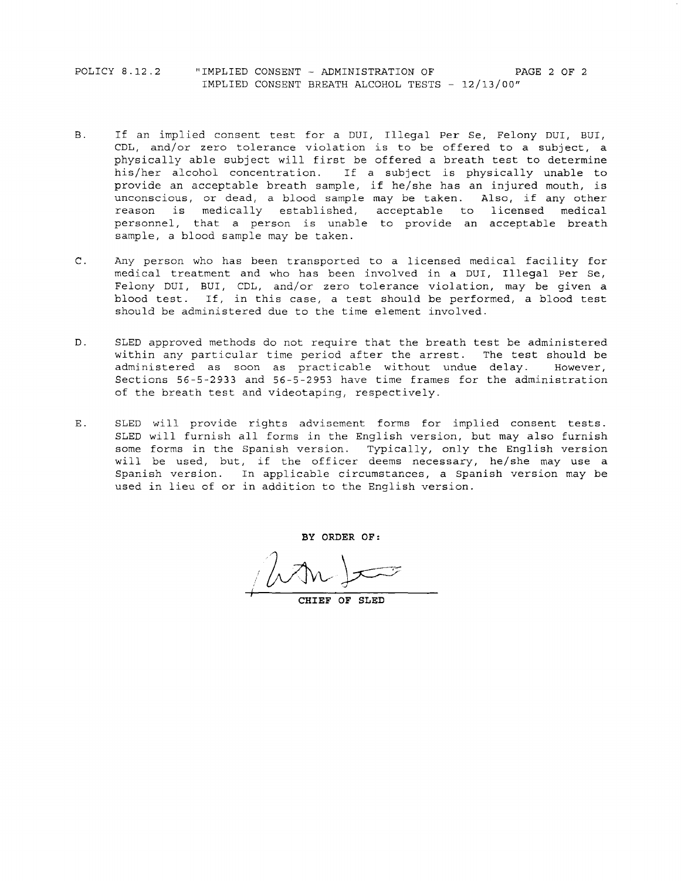B. If an implied consent test for a DUI, Illegal Per Se, Felony DUI, BUI, CDL, and/or zero tolerance violation is to be offered to a subject, a physically able subject will first be offered a breath test to determine his/her alcohol concentration. If a subject is physically unable to provide an acceptable breath sample, if he/she has an injured mouth, is unconscious, or dead, a blood sample may be taken. Also, if any other reason is medically established, acceptable to licensed medical personnel, that a person is unable to provide an acceptable breath sample, a blood sample may be taken.

C. Any person who has been transported to a licensed medical facility for medical treatment and who has been involved in a DUI, Illegal Per Se, Felony DUI, BUI, CDL, and/or zero tolerance violation, may be given a blood test. If, in this case, a test should be performed, a blood test should be administered due to the time element involved.

D. SLED approved methods do not require that the breath test be administered within any particular time period after the arrest. The test should be administered as soon as practicable without undue delay. However, Sections 56-5-2933 and 56-5-2953 have time frames for the administration of the breath test and videotaping, respectively.

E. SLED will provide rights advisement forms for implied consent tests. SLED will furnish all forms in the English version, but may also furnish some forms in the Spanish version. Typically, only the English version will be used, but, if the officer deems necessary, he/she may use a Spanish version. In applicable circumstances, a Spanish version may be used in lieu of or in addition to the English version.

**BY ORDER OF:**

**CHIEF OF SLED**